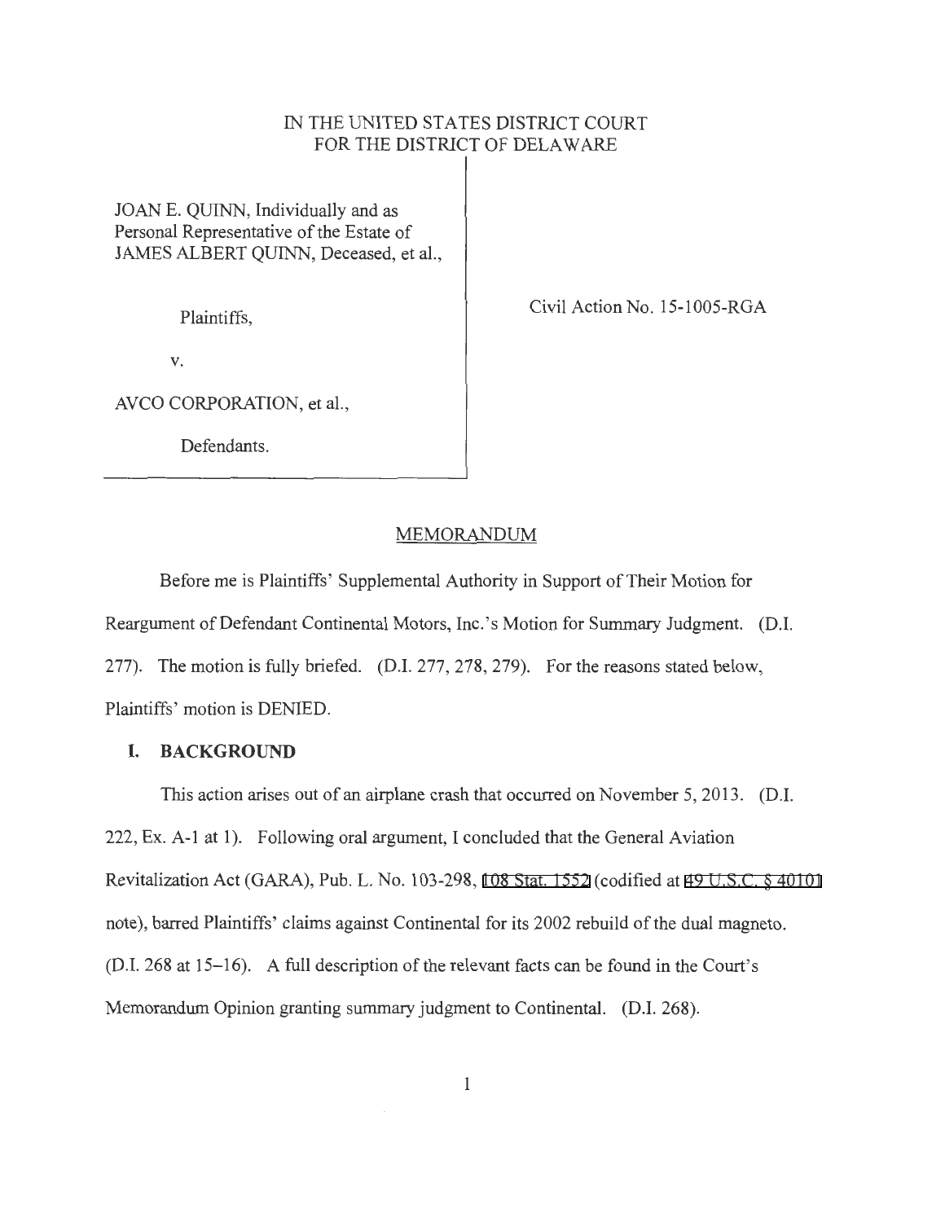IN THE UNITED STATES DISTRICT COURT
FOR THE DISTRICT OF DELAWARE

JOAN E. QUINN, Individually and as Personal Representative of the Estate of JAMES ALBERT QUINN, Deceased, et al.,

Plaintiffs,

v.

AVCO CORPORATION, et al.,

Defendants.

Civil Action No. 15-1005-RGA

## MEMORANDUM

Before me is Plaintiffs' Supplemental Authority in Support of Their Motion for Reargument of Defendant Continental Motors, Inc.'s Motion for Summary Judgment. (D.I. 277). The motion is fully briefed. (D.I. 277, 278, 279). For the reasons stated below, Plaintiffs' motion is DENIED.

### I. BACKGROUND

This action arises out of an airplane crash that occurred on November 5, 2013. (D.I. 222, Ex. A-1 at 1). Following oral argument, I concluded that the General Aviation Revitalization Act (GARA), Pub. L. No. 103-298, 108 Stat. 1552 (codified at 49 U.S.C. § 40101 note), barred Plaintiffs' claims against Continental for its 2002 rebuild of the dual magneto. (D.I. 268 at 15–16). A full description of the relevant facts can be found in the Court's Memorandum Opinion granting summary judgment to Continental. (D.I. 268).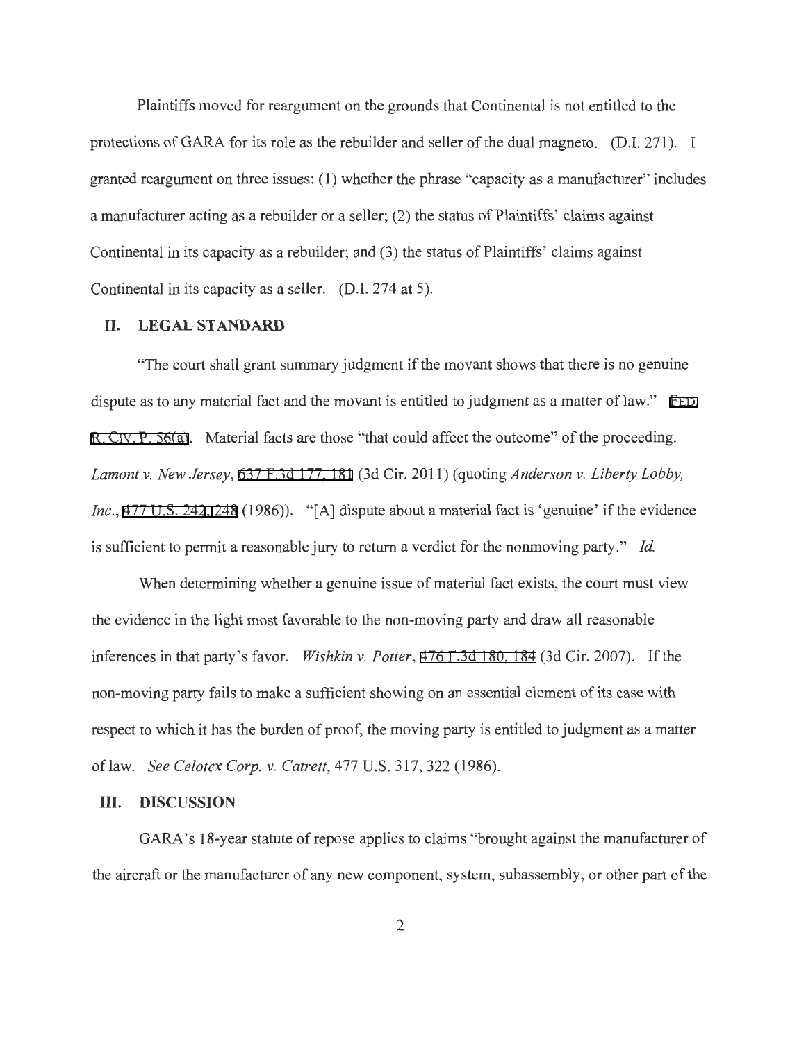Plaintiffs moved for reargument on the grounds that Continental is not entitled to the protections of GARA for its role as the rebuilder and seller of the dual magneto. (D.I. 271). I granted reargument on three issues: (1) whether the phrase "capacity as a manufacturer" includes a manufacturer acting as a rebuilder or a seller; (2) the status of Plaintiffs' claims against Continental in its capacity as a rebuilder; and (3) the status of Plaintiffs' claims against Continental in its capacity as a seller. (D.I. 274 at 5).

## II. LEGAL STANDARD

"The court shall grant summary judgment if the movant shows that there is no genuine dispute as to any material fact and the movant is entitled to judgment as a matter of law." FED. R. CIV. P. 56(a). Material facts are those "that could affect the outcome" of the proceeding. *Lamont v. New Jersey*, 637 F.3d 177, 181 (3d Cir. 2011) (quoting *Anderson v. Liberty Lobby, Inc.*, 477 U.S. 242, 248 (1986)). "[A] dispute about a material fact is 'genuine' if the evidence is sufficient to permit a reasonable jury to return a verdict for the nonmoving party." *Id.*

When determining whether a genuine issue of material fact exists, the court must view the evidence in the light most favorable to the non-moving party and draw all reasonable inferences in that party's favor. *Wishkin v. Potter*, 476 F.3d 180, 184 (3d Cir. 2007). If the non-moving party fails to make a sufficient showing on an essential element of its case with respect to which it has the burden of proof, the moving party is entitled to judgment as a matter of law. *See Celotex Corp. v. Catrett*, 477 U.S. 317, 322 (1986).

## III. DISCUSSION

GARA's 18-year statute of repose applies to claims "brought against the manufacturer of the aircraft or the manufacturer of any new component, system, subassembly, or other part of the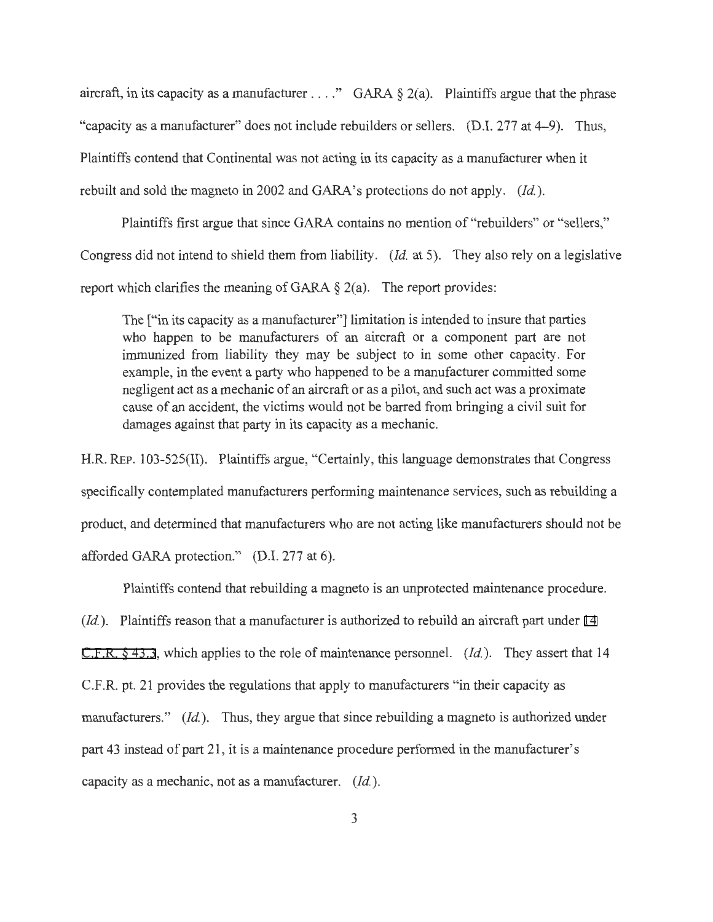aircraft, in its capacity as a manufacturer . . . ." GARA § 2(a). Plaintiffs argue that the phrase "capacity as a manufacturer" does not include rebuilders or sellers. (D.I. 277 at 4–9). Thus, Plaintiffs contend that Continental was not acting in its capacity as a manufacturer when it rebuilt and sold the magneto in 2002 and GARA's protections do not apply. (*Id.*).

Plaintiffs first argue that since GARA contains no mention of "rebuilders" or "sellers," Congress did not intend to shield them from liability. (*Id.* at 5). They also rely on a legislative report which clarifies the meaning of GARA § 2(a). The report provides:

> The ["in its capacity as a manufacturer"] limitation is intended to insure that parties who happen to be manufacturers of an aircraft or a component part are not immunized from liability they may be subject to in some other capacity. For example, in the event a party who happened to be a manufacturer committed some negligent act as a mechanic of an aircraft or as a pilot, and such act was a proximate cause of an accident, the victims would not be barred from bringing a civil suit for damages against that party in its capacity as a mechanic.

H.R. REP. 103-525(II). Plaintiffs argue, "Certainly, this language demonstrates that Congress specifically contemplated manufacturers performing maintenance services, such as rebuilding a product, and determined that manufacturers who are not acting like manufacturers should not be afforded GARA protection." (D.I. 277 at 6).

Plaintiffs contend that rebuilding a magneto is an unprotected maintenance procedure. (*Id.*). Plaintiffs reason that a manufacturer is authorized to rebuild an aircraft part under 14 C.F.R. § 43.3, which applies to the role of maintenance personnel. (*Id.*). They assert that 14 C.F.R. pt. 21 provides the regulations that apply to manufacturers "in their capacity as manufacturers." (*Id.*). Thus, they argue that since rebuilding a magneto is authorized under part 43 instead of part 21, it is a maintenance procedure performed in the manufacturer's capacity as a mechanic, not as a manufacturer. (*Id.*).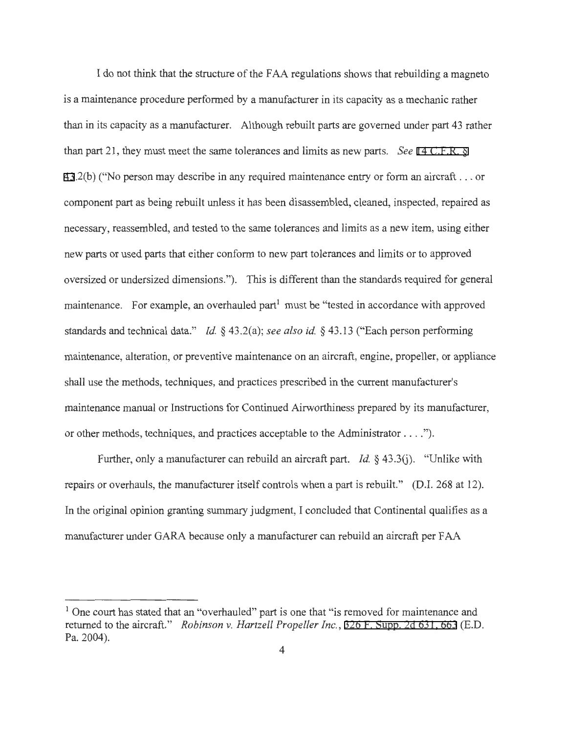I do not think that the structure of the FAA regulations shows that rebuilding a magneto is a maintenance procedure performed by a manufacturer in its capacity as a mechanic rather than in its capacity as a manufacturer. Although rebuilt parts are governed under part 43 rather than part 21, they must meet the same tolerances and limits as new parts. *See* 14 C.F.R. § 43.2(b) ("No person may describe in any required maintenance entry or form an aircraft . . . or component part as being rebuilt unless it has been disassembled, cleaned, inspected, repaired as necessary, reassembled, and tested to the same tolerances and limits as a new item, using either new parts or used parts that either conform to new part tolerances and limits or to approved oversized or undersized dimensions."). This is different than the standards required for general maintenance. For example, an overhauled part[1] must be "tested in accordance with approved standards and technical data." *Id.* § 43.2(a); *see also id.* § 43.13 ("Each person performing maintenance, alteration, or preventive maintenance on an aircraft, engine, propeller, or appliance shall use the methods, techniques, and practices prescribed in the current manufacturer's maintenance manual or Instructions for Continued Airworthiness prepared by its manufacturer, or other methods, techniques, and practices acceptable to the Administrator . . . .").

Further, only a manufacturer can rebuild an aircraft part. *Id.* § 43.3(j). "Unlike with repairs or overhauls, the manufacturer itself controls when a part is rebuilt." (D.I. 268 at 12). In the original opinion granting summary judgment, I concluded that Continental qualifies as a manufacturer under GARA because only a manufacturer can rebuild an aircraft per FAA

---

[1] One court has stated that an "overhauled" part is one that "is removed for maintenance and returned to the aircraft." *Robinson v. Hartzell Propeller Inc.*, 326 F. Supp. 2d 631, 663 (E.D. Pa. 2004).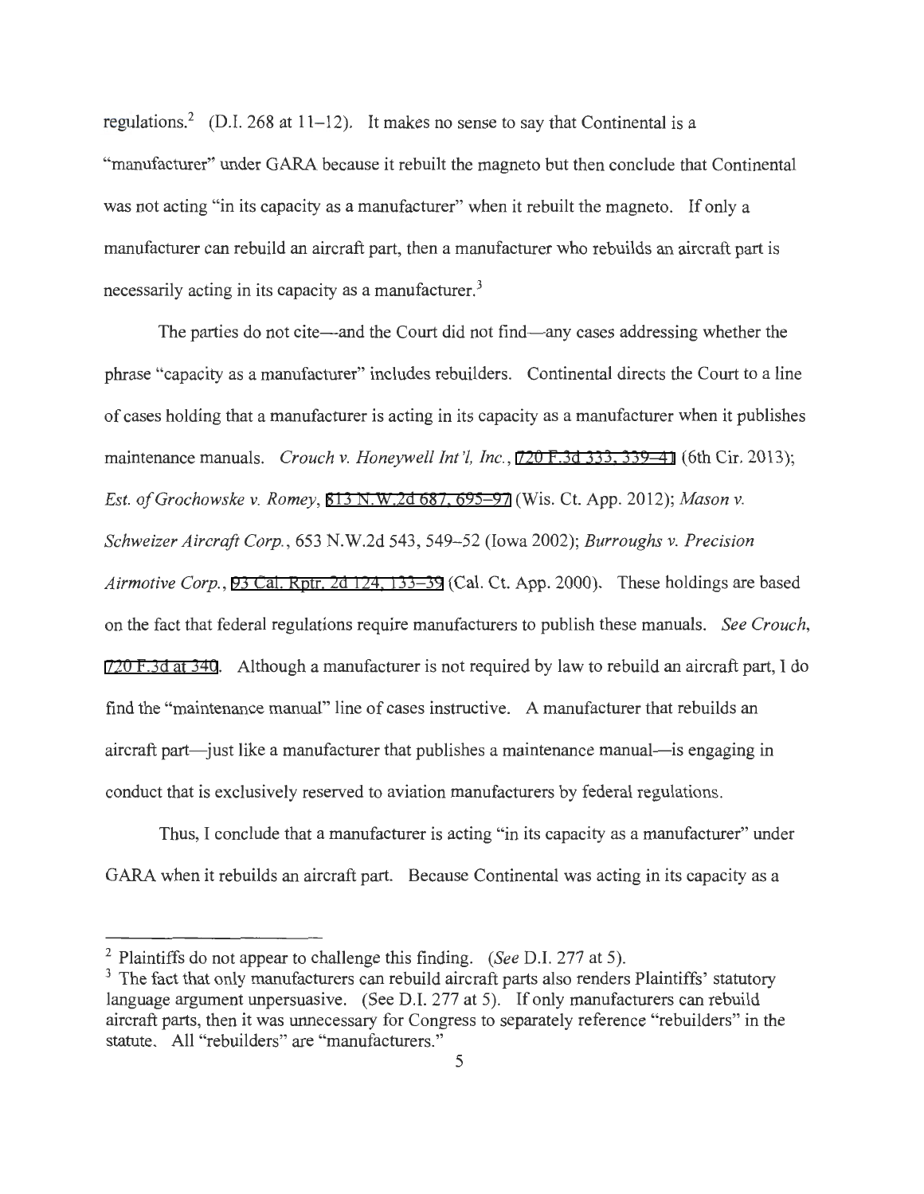regulations.[2] (D.I. 268 at 11–12). It makes no sense to say that Continental is a "manufacturer" under GARA because it rebuilt the magneto but then conclude that Continental was not acting "in its capacity as a manufacturer" when it rebuilt the magneto. If only a manufacturer can rebuild an aircraft part, then a manufacturer who rebuilds an aircraft part is necessarily acting in its capacity as a manufacturer.[3]

The parties do not cite—and the Court did not find—any cases addressing whether the phrase "capacity as a manufacturer" includes rebuilders. Continental directs the Court to a line of cases holding that a manufacturer is acting in its capacity as a manufacturer when it publishes maintenance manuals. *Crouch v. Honeywell Int'l, Inc.*, 720 F.3d 333, 339–41 (6th Cir. 2013); *Est. of Grochowske v. Romey*, 813 N.W.2d 687, 695–97 (Wis. Ct. App. 2012); *Mason v. Schweizer Aircraft Corp.*, 653 N.W.2d 543, 549–52 (Iowa 2002); *Burroughs v. Precision Airmotive Corp.*, 93 Cal. Rptr. 2d 124, 133–39 (Cal. Ct. App. 2000). These holdings are based on the fact that federal regulations require manufacturers to publish these manuals. *See Crouch*, 720 F.3d at 340. Although a manufacturer is not required by law to rebuild an aircraft part, I do find the "maintenance manual" line of cases instructive. A manufacturer that rebuilds an aircraft part—just like a manufacturer that publishes a maintenance manual—is engaging in conduct that is exclusively reserved to aviation manufacturers by federal regulations.

Thus, I conclude that a manufacturer is acting "in its capacity as a manufacturer" under GARA when it rebuilds an aircraft part. Because Continental was acting in its capacity as a

---

[2] Plaintiffs do not appear to challenge this finding. (*See* D.I. 277 at 5).

[3] The fact that only manufacturers can rebuild aircraft parts also renders Plaintiffs' statutory language argument unpersuasive. (See D.I. 277 at 5). If only manufacturers can rebuild aircraft parts, then it was unnecessary for Congress to separately reference "rebuilders" in the statute. All "rebuilders" are "manufacturers."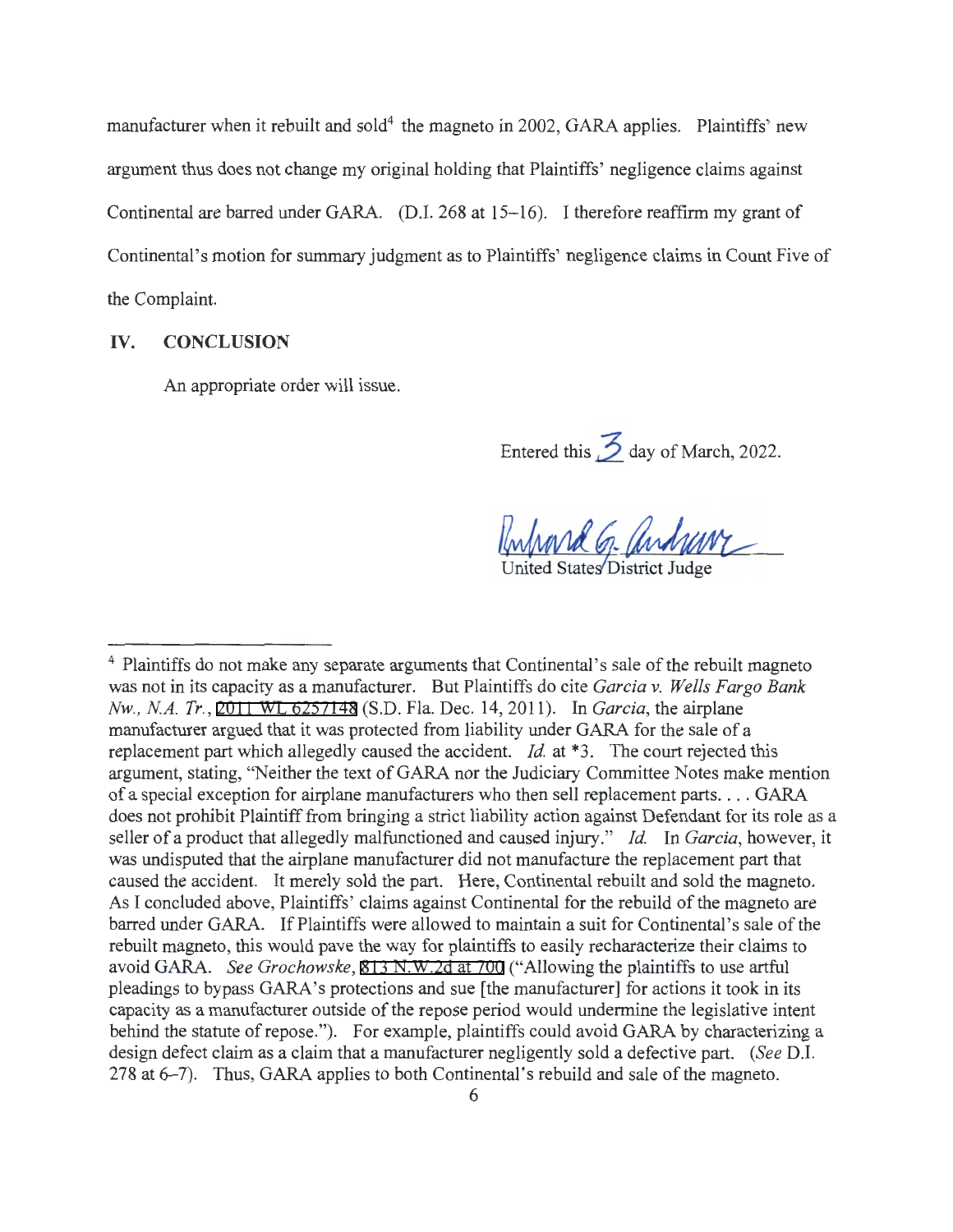manufacturer when it rebuilt and sold[4] the magneto in 2002, GARA applies. Plaintiffs' new argument thus does not change my original holding that Plaintiffs' negligence claims against Continental are barred under GARA. (D.I. 268 at 15–16). I therefore reaffirm my grant of Continental's motion for summary judgment as to Plaintiffs' negligence claims in Count Five of the Complaint.

## IV. CONCLUSION

An appropriate order will issue.

Entered this 3 day of March, 2022.

United States District Judge

---

[4] Plaintiffs do not make any separate arguments that Continental's sale of the rebuilt magneto was not in its capacity as a manufacturer. But Plaintiffs do cite *Garcia v. Wells Fargo Bank Nw., N.A. Tr.*, 2011 WL 6257148 (S.D. Fla. Dec. 14, 2011). In *Garcia*, the airplane manufacturer argued that it was protected from liability under GARA for the sale of a replacement part which allegedly caused the accident. *Id.* at *3. The court rejected this argument, stating, "Neither the text of GARA nor the Judiciary Committee Notes make mention of a special exception for airplane manufacturers who then sell replacement parts. . . . GARA does not prohibit Plaintiff from bringing a strict liability action against Defendant for its role as a seller of a product that allegedly malfunctioned and caused injury." *Id.* In *Garcia*, however, it was undisputed that the airplane manufacturer did not manufacture the replacement part that caused the accident. It merely sold the part. Here, Continental rebuilt and sold the magneto. As I concluded above, Plaintiffs' claims against Continental for the rebuild of the magneto are barred under GARA. If Plaintiffs were allowed to maintain a suit for Continental's sale of the rebuilt magneto, this would pave the way for plaintiffs to easily recharacterize their claims to avoid GARA. *See Grochowske*, 813 N.W.2d at 700 ("Allowing the plaintiffs to use artful pleadings to bypass GARA's protections and sue [the manufacturer] for actions it took in its capacity as a manufacturer outside of the repose period would undermine the legislative intent behind the statute of repose."). For example, plaintiffs could avoid GARA by characterizing a design defect claim as a claim that a manufacturer negligently sold a defective part. (*See* D.I. 278 at 6–7). Thus, GARA applies to both Continental's rebuild and sale of the magneto.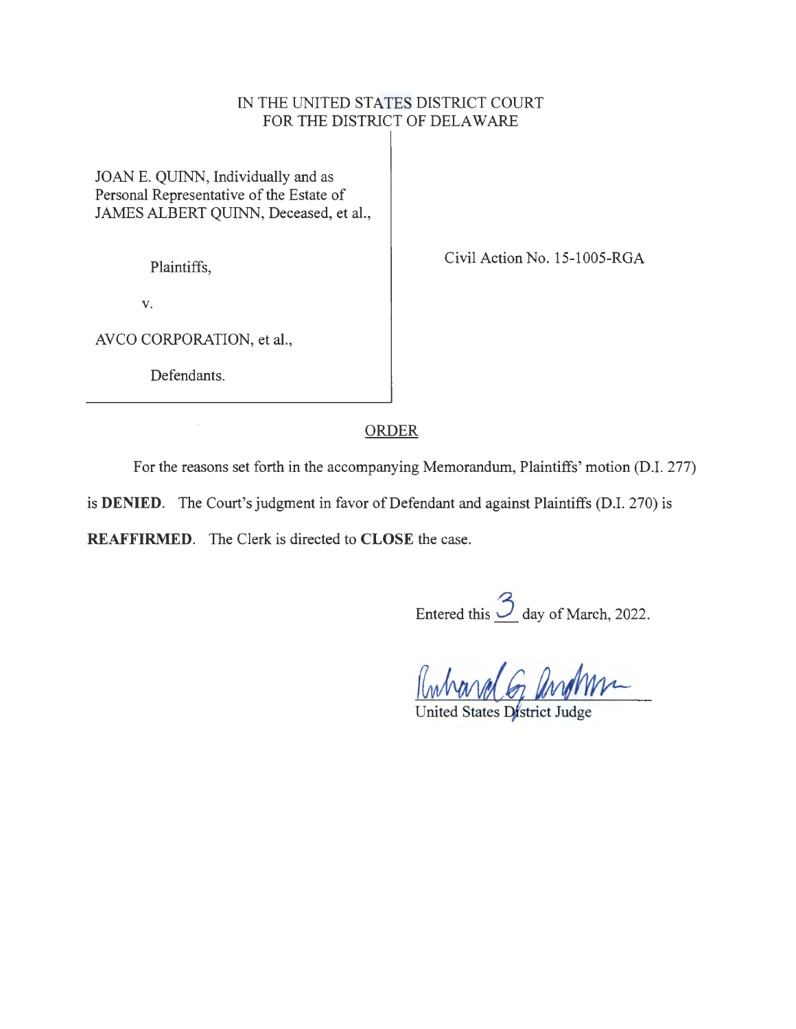IN THE UNITED STATES DISTRICT COURT
FOR THE DISTRICT OF DELAWARE

JOAN E. QUINN, Individually and as Personal Representative of the Estate of JAMES ALBERT QUINN, Deceased, et al.,

Plaintiffs,

v.

AVCO CORPORATION, et al.,

Defendants.

Civil Action No. 15-1005-RGA

## ORDER

For the reasons set forth in the accompanying Memorandum, Plaintiffs' motion (D.I. 277) is **DENIED**. The Court's judgment in favor of Defendant and against Plaintiffs (D.I. 270) is **REAFFIRMED**. The Clerk is directed to **CLOSE** the case.

Entered this 3 day of March, 2022.

United States District Judge